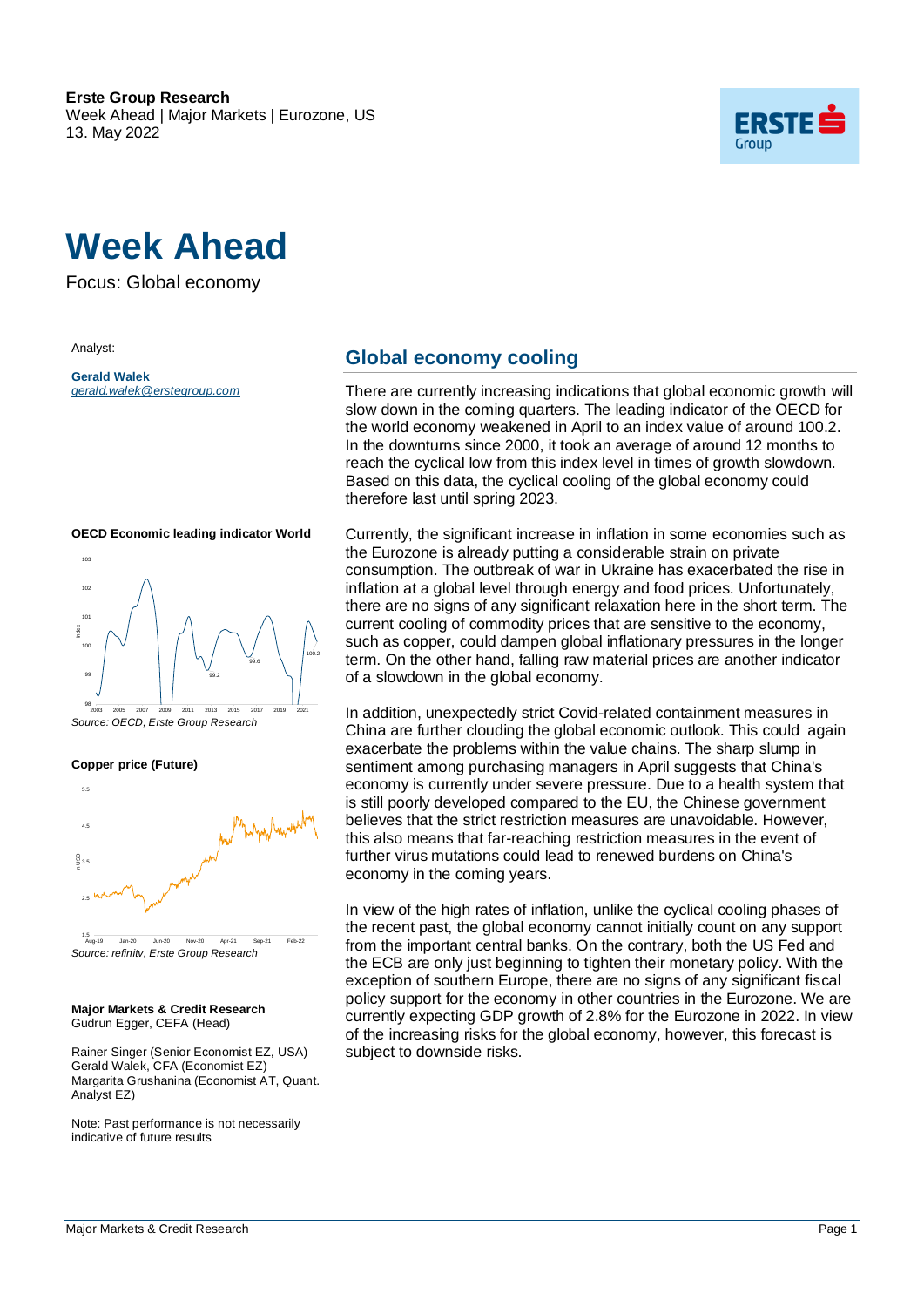**Erste Group Research**
Week Ahead | Major Markets | Eurozone, US
13. May 2022

# Week Ahead

Focus: Global economy

Analyst:

**Gerald Walek**
*gerald.walek@erstegroup.com*

**OECD Economic leading indicator World**

*Source: OECD, Erste Group Research*

**Copper price (Future)**

*Source: refinitv, Erste Group Research*

**Major Markets & Credit Research**
Gudrun Egger, CEFA (Head)

Rainer Singer (Senior Economist EZ, USA)
Gerald Walek, CFA (Economist EZ)
Margarita Grushanina (Economist AT, Quant. Analyst EZ)

Note: Past performance is not necessarily indicative of future results

## Global economy cooling

There are currently increasing indications that global economic growth will slow down in the coming quarters. The leading indicator of the OECD for the world economy weakened in April to an index value of around 100.2. In the downturns since 2000, it took an average of around 12 months to reach the cyclical low from this index level in times of growth slowdown. Based on this data, the cyclical cooling of the global economy could therefore last until spring 2023.

Currently, the significant increase in inflation in some economies such as the Eurozone is already putting a considerable strain on private consumption. The outbreak of war in Ukraine has exacerbated the rise in inflation at a global level through energy and food prices. Unfortunately, there are no signs of any significant relaxation here in the short term. The current cooling of commodity prices that are sensitive to the economy, such as copper, could dampen global inflationary pressures in the longer term. On the other hand, falling raw material prices are another indicator of a slowdown in the global economy.

In addition, unexpectedly strict Covid-related containment measures in China are further clouding the global economic outlook. This could again exacerbate the problems within the value chains. The sharp slump in sentiment among purchasing managers in April suggests that China's economy is currently under severe pressure. Due to a health system that is still poorly developed compared to the EU, the Chinese government believes that the strict restriction measures are unavoidable. However, this also means that far-reaching restriction measures in the event of further virus mutations could lead to renewed burdens on China's economy in the coming years.

In view of the high rates of inflation, unlike the cyclical cooling phases of the recent past, the global economy cannot initially count on any support from the important central banks. On the contrary, both the US Fed and the ECB are only just beginning to tighten their monetary policy. With the exception of southern Europe, there are no signs of any significant fiscal policy support for the economy in other countries in the Eurozone. We are currently expecting GDP growth of 2.8% for the Eurozone in 2022. In view of the increasing risks for the global economy, however, this forecast is subject to downside risks.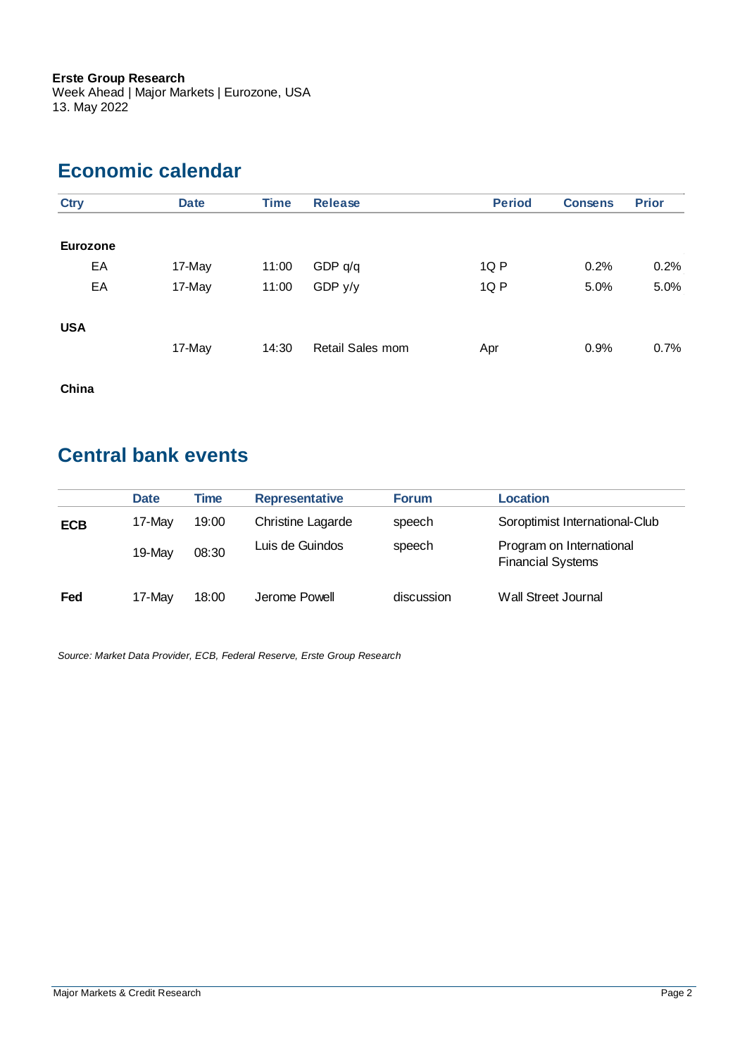Erste Group Research
Week Ahead | Major Markets | Eurozone, USA
13. May 2022

## Economic calendar

| Ctry | Date | Time | Release | Period | Consens | Prior |
|---|---|---|---|---|---|---|
| **Eurozone** | | | | | | |
| EA | 17-May | 11:00 | GDP q/q | 1Q P | 0.2% | 0.2% |
| EA | 17-May | 11:00 | GDP y/y | 1Q P | 5.0% | 5.0% |
| **USA** | | | | | | |
| | 17-May | 14:30 | Retail Sales mom | Apr | 0.9% | 0.7% |
| **China** | | | | | | |

## Central bank events

| | Date | Time | Representative | Forum | Location |
|---|---|---|---|---|---|
| **ECB** | 17-May | 19:00 | Christine Lagarde | speech | Soroptimist International-Club |
| | 19-May | 08:30 | Luis de Guindos | speech | Program on International Financial Systems |
| **Fed** | 17-May | 18:00 | Jerome Powell | discussion | Wall Street Journal |

*Source: Market Data Provider, ECB, Federal Reserve, Erste Group Research*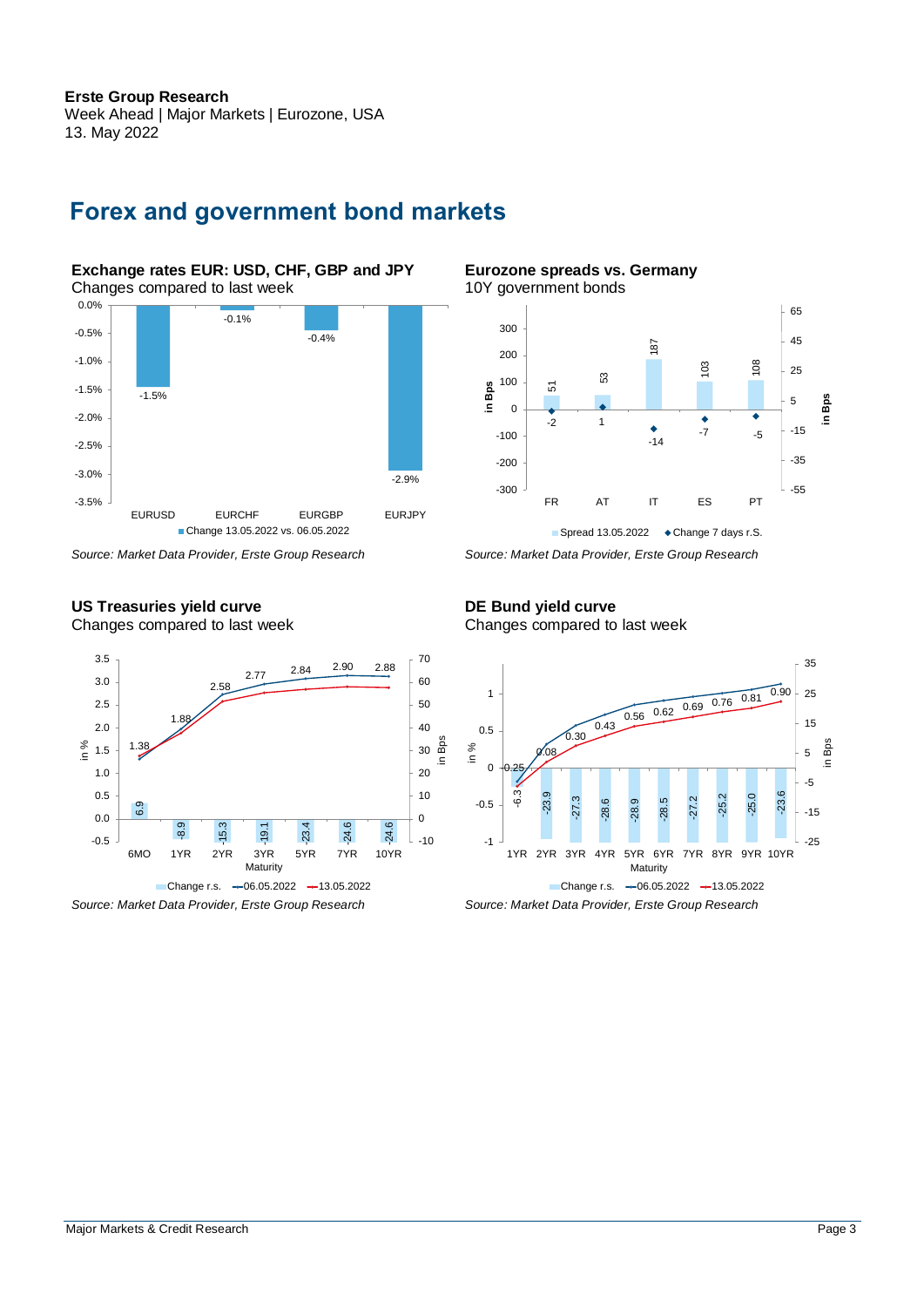# Forex and government bond markets

**Exchange rates EUR: USD, CHF, GBP and JPY**
Changes compared to last week

| | Change 13.05.2022 vs. 06.05.2022 |
|---|---|
| EURUSD | -1.5% |
| EURCHF | -0.1% |
| EURGBP | -0.4% |
| EURJPY | -2.9% |

*Source: Market Data Provider, Erste Group Research*

**Eurozone spreads vs. Germany**
10Y government bonds

| | Spread 13.05.2022 (in Bps) | Change 7 days r.S. (in Bps) |
|---|---|---|
| FR | 51 | -2 |
| AT | 53 | 1 |
| IT | 187 | -14 |
| ES | 103 | -7 |
| PT | 108 | -5 |

*Source: Market Data Provider, Erste Group Research*

**US Treasuries yield curve**
Changes compared to last week

| Maturity | 13.05.2022 (in %) | Change r.s. (in Bps) |
|---|---|---|
| 6MO | 1.38 | 6.9 |
| 1YR | 1.88 | -8.9 |
| 2YR | 2.58 | -15.3 |
| 3YR | 2.77 | -19.1 |
| 5YR | 2.84 | -23.4 |
| 7YR | 2.90 | -24.6 |
| 10YR | 2.88 | -24.6 |

*Source: Market Data Provider, Erste Group Research*

**DE Bund yield curve**
Changes compared to last week

| Maturity | 13.05.2022 (in %) | Change r.s. (in Bps) |
|---|---|---|
| 1YR | -0.25 | -6.3 |
| 2YR | 0.08 | -23.9 |
| 3YR | 0.30 | -27.3 |
| 4YR | 0.43 | -28.6 |
| 5YR | 0.56 | -28.9 |
| 6YR | 0.62 | -28.5 |
| 7YR | 0.69 | -27.2 |
| 8YR | 0.76 | -25.2 |
| 9YR | 0.81 | -25.0 |
| 10YR | 0.90 | -23.6 |

*Source: Market Data Provider, Erste Group Research*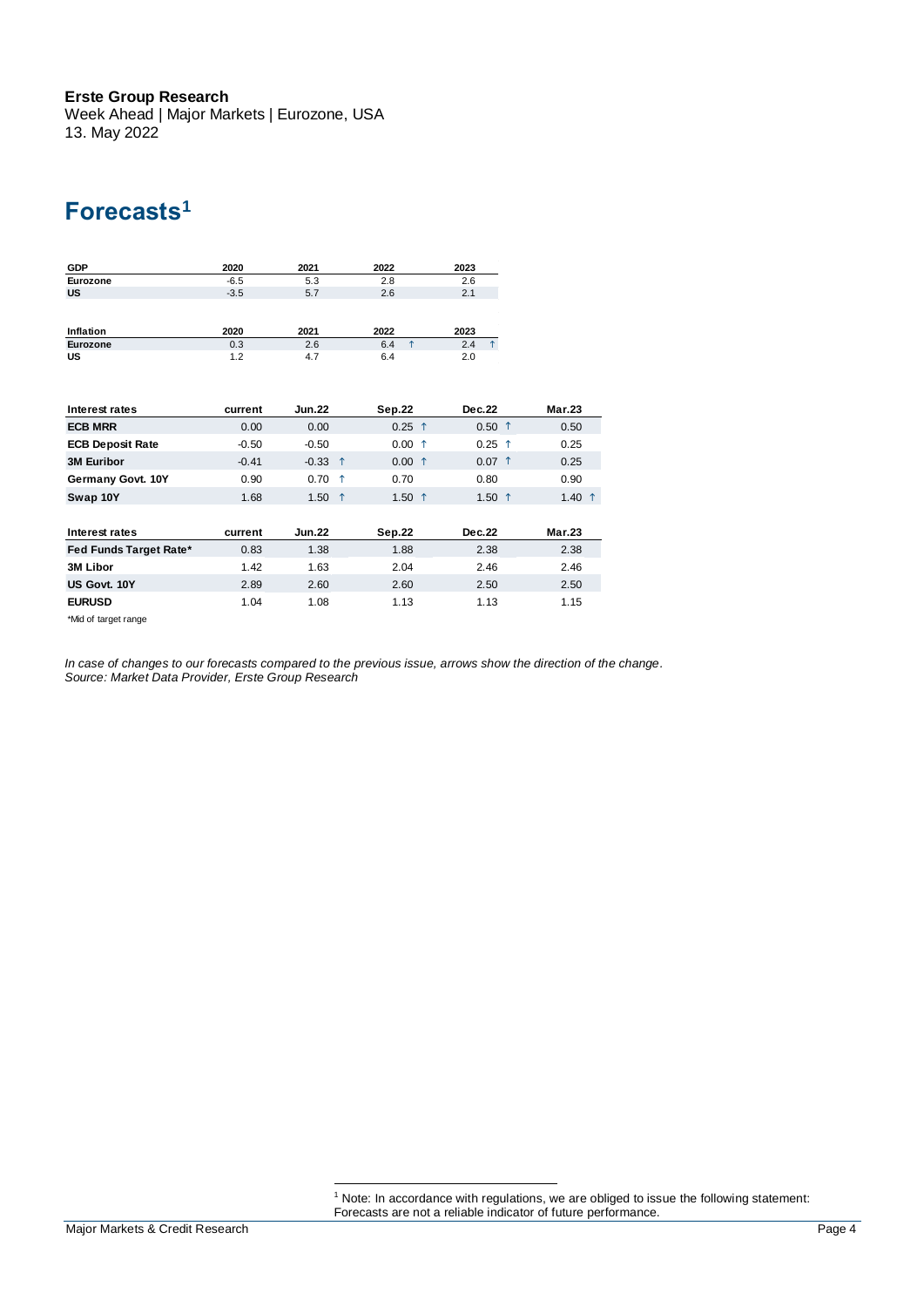# Forecasts[1]

| GDP | 2020 | 2021 | 2022 | 2023 |
|---|---|---|---|---|
| Eurozone | -6.5 | 5.3 | 2.8 | 2.6 |
| US | -3.5 | 5.7 | 2.6 | 2.1 |

| Inflation | 2020 | 2021 | 2022 | 2023 |
|---|---|---|---|---|
| Eurozone | 0.3 | 2.6 | 6.4 ↑ | 2.4 ↑ |
| US | 1.2 | 4.7 | 6.4 | 2.0 |

| Interest rates | current | Jun.22 | Sep.22 | Dec.22 | Mar.23 |
|---|---|---|---|---|---|
| ECB MRR | 0.00 | 0.00 | 0.25 ↑ | 0.50 ↑ | 0.50 |
| ECB Deposit Rate | -0.50 | -0.50 | 0.00 ↑ | 0.25 ↑ | 0.25 |
| 3M Euribor | -0.41 | -0.33 ↑ | 0.00 ↑ | 0.07 ↑ | 0.25 |
| Germany Govt. 10Y | 0.90 | 0.70 ↑ | 0.70 | 0.80 | 0.90 |
| Swap 10Y | 1.68 | 1.50 ↑ | 1.50 ↑ | 1.50 ↑ | 1.40 ↑ |

| Interest rates | current | Jun.22 | Sep.22 | Dec.22 | Mar.23 |
|---|---|---|---|---|---|
| Fed Funds Target Rate* | 0.83 | 1.38 | 1.88 | 2.38 | 2.38 |
| 3M Libor | 1.42 | 1.63 | 2.04 | 2.46 | 2.46 |
| US Govt. 10Y | 2.89 | 2.60 | 2.60 | 2.50 | 2.50 |
| EURUSD | 1.04 | 1.08 | 1.13 | 1.13 | 1.15 |

*Mid of target range

*In case of changes to our forecasts compared to the previous issue, arrows show the direction of the change.*
*Source: Market Data Provider, Erste Group Research*

[1] Note: In accordance with regulations, we are obliged to issue the following statement: Forecasts are not a reliable indicator of future performance.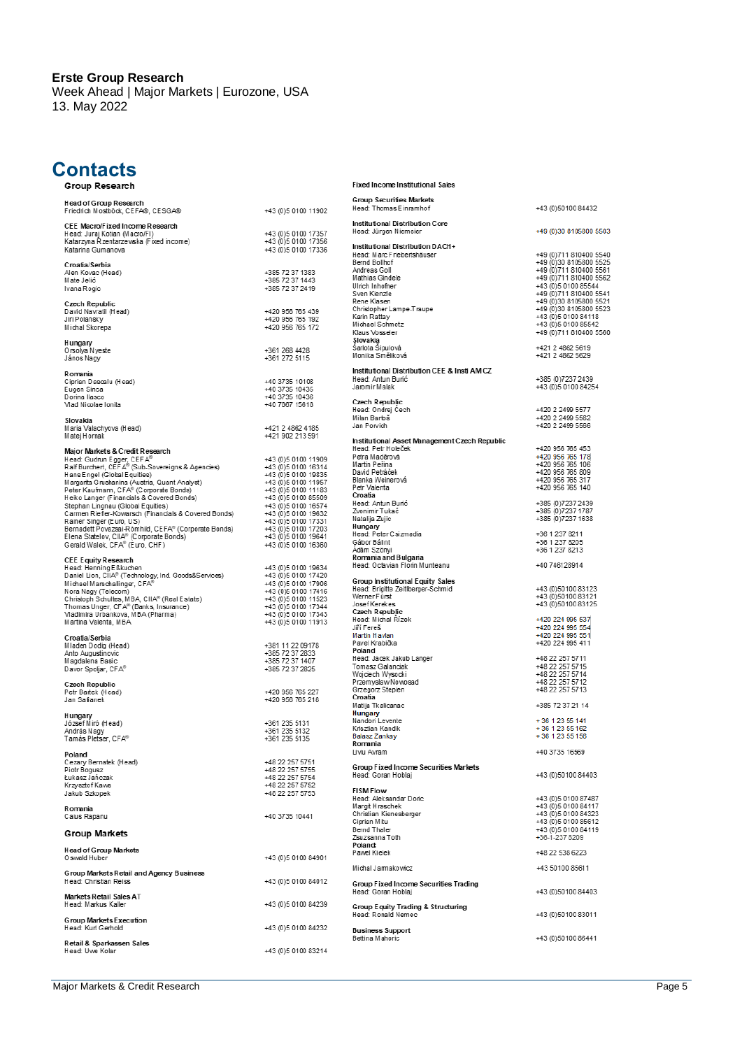**Erste Group Research**
Week Ahead | Major Markets | Eurozone, USA
13. May 2022

# Contacts

## Group Research

**Head of Group Research**
Friedrich Mostböck, CEFA®, CESGA® +43 (0)5 0100 11902

**CEE Macro/Fixed Income Research**
Head: Juraj Kotian (Macro/FI) +43 (0)5 0100 17357
Katarzyna Rzentarzewska (Fixed income) +43 (0)5 0100 17356
Katarina Gumanova +43 (0)5 0100 17336

**Croatia/Serbia**
Alen Kovac (Head) +385 72 37 1383
Mate Jelić +385 72 37 1443
Ivana Rogic +385 72 37 2419

**Czech Republic**
David Navratil (Head) +420 956 765 439
Jiri Polansky +420 956 765 192
Michal Skorepa +420 956 765 172

**Hungary**
Orsolya Nyeste +361 268 4428
János Nagy +361 272 5115

**Romania**
Ciprian Dascalu (Head) +40 3735 10108
Eugen Sinca +40 3735 10435
Dorina Ilasco +40 3735 10436
Vlad Nicolae Ionita +40 7867 15618

**Slovakia**
Maria Valachyova (Head) +421 2 4862 4185
Matej Hornak +421 902 213 591

**Major Markets & Credit Research**
Head: Gudrun Egger, CEFA® +43 (0)5 0100 11909
Ralf Burchert, CEFA® (Sub-Sovereigns & Agencies) +43 (0)5 0100 16314
Hans Engel (Global Equities) +43 (0)5 0100 19835
Margarita Grushanina (Austria, Quant Analyst) +43 (0)5 0100 11957
Peter Kaufmann, CFA® (Corporate Bonds) +43 (0)5 0100 11183
Heiko Langer (Financials & Covered Bonds) +43 (0)5 0100 85509
Stephan Lingnau (Global Equities) +43 (0)5 0100 16574
Carmen Riefler-Kowarsch (Financials & Covered Bonds) +43 (0)5 0100 19632
Rainer Singer (Euro, US) +43 (0)5 0100 17331
Bernadett Povazsai-Römhild, CEFA® (Corporate Bonds) +43 (0)5 0100 17203
Elena Statelov, CIIA® (Corporate Bonds) +43 (0)5 0100 19641
Gerald Walek, CFA® (Euro, CHF) +43 (0)5 0100 16360

**CEE Equity Research**
Head: Henning Eßkuchen +43 (0)5 0100 19634
Daniel Lion, CIIA® (Technology, Ind. Goods&Services) +43 (0)5 0100 17420
Michael Marschallinger, CFA® +43 (0)5 0100 17906
Nora Nagy (Telecom) +43 (0)5 0100 17416
Christoph Schultes, MBA, CIIA® (Real Estate) +43 (0)5 0100 11523
Thomas Unger, CFA® (Banks, Insurance) +43 (0)5 0100 17344
Vladimira Urbankova, MBA (Pharma) +43 (0)5 0100 17343
Martina Valenta, MBA +43 (0)5 0100 11913

**Croatia/Serbia**
Mladen Dodig (Head) +381 11 22 09178
Anto Augustinovic +385 72 37 2833
Magdalena Basic +385 72 37 1407
Davor Spoljar, CFA® +385 72 37 2825

**Czech Republic**
Petr Bartek (Head) +420 956 765 227
Jan Safranek +420 956 765 218

**Hungary**
József Miró (Head) +361 235 5131
András Nagy +361 235 5132
Tamás Pletser, CFA® +361 235 5135

**Poland**
Cezary Bernatek (Head) +48 22 257 5751
Piotr Bogusz +48 22 257 5755
Łukasz Jańczak +48 22 257 5754
Krzysztof Kawa +48 22 257 5752
Jakub Szkopek +48 22 257 5753

**Romania**
Caius Rapanu +40 3735 10441

## Group Markets

**Head of Group Markets**
Oswald Huber +43 (0)5 0100 84901

**Group Markets Retail and Agency Business**
Head: Christian Reiss +43 (0)5 0100 84012

**Markets Retail Sales AT**
Head: Markus Kaller +43 (0)5 0100 84239

**Group Markets Execution**
Head: Kurt Gerhold +43 (0)5 0100 84232

**Retail & Sparkassen Sales**
Head: Uwe Kolar +43 (0)5 0100 83214

## Fixed Income Institutional Sales

**Group Securities Markets**
Head: Thomas Einramhof +43 (0)50100 84432

**Institutional Distribution Core**
Head: Jürgen Niemeier +49 (0)30 8105800 5503

**Institutional Distribution DACH+**
Head: Marc Friebertshäuser +49 (0)711 810400 5540
Bernd Bollhof +49 (0)30 8105800 5525
Andreas Goll +49 (0)711 810400 5561
Mathias Gindele +49 (0)711 810400 5562
Ulrich Inhofner +43 (0)5 0100 85544
Sven Kienzle +49 (0)711 810400 5541
Rene Klasen +49 (0)30 8105800 5521
Christopher Lampe-Traupe +49 (0)30 8105800 5523
Karin Rattay +43 (0)5 0100 84118
Michael Schmotz +43 (0)5 0100 85542
Klaus Vosseler +49 (0)711 810400 5560

**Slovakia**
Šarlota Šipulová +421 2 4862 5619
Monika Směliková +421 2 4862 5629

**Institutional Distribution CEE & Insti AM CZ**
Head: Antun Burić +385 (0)7237 2439
Jaromir Malak +43 (0)5 0100 84254

**Czech Republic**
Head: Ondrej Čech +420 2 2499 5577
Milan Bartoš +420 2 2499 5562
Jan Porvich +420 2 2499 5566

**Institutional Asset Management Czech Republic**
Head: Petr Holeček +420 956 765 453
Petra Maděrová +420 956 765 178
Martin Peřina +420 956 765 106
David Petráček +420 956 765 809
Blanka Weinerová +420 956 765 317
Petr Valenta +420 956 765 140

**Croatia**
Head: Antun Burić +385 (0)7237 2439
Zvonimir Tukač +385 (0)7237 1787
Natalija Zujic +385 (0)7237 1638

**Hungary**
Head: Peter Csizmadia +36 1 237 8211
Gábor Bálint +36 1 237 8205
Ádám Szönyi +36 1 237 8213

**Romania and Bulgaria**
Head: Octavian Florin Munteanu +40 746128914

**Group Institutional Equity Sales**
Head: Brigitte Zeitlberger-Schmid +43 (0)50100 83123
Werner Fürst +43 (0)50100 83121
Josef Kerekes +43 (0)50100 83125

**Czech Republic**
Head: Michal Řízek +420 224 995 537
Jiří Fereš +420 224 995 554
Martin Havlan +420 224 995 551
Pavel Krabička +420 224 995 411

**Poland**
Head: Jacek Jakub Langer +48 22 257 5711
Tomasz Galanciak +48 22 257 5715
Wojciech Wysocki +48 22 257 5714
Przemyslaw Nowosad +48 22 257 5712
Grzegorz Stepien +48 22 257 5713

**Croatia**
Matija Tkalicanac +385 72 37 21 14

**Hungary**
Nandori Levente +36 1 23 55 141
Krisztian Kandik +36 1 23 55 162
Balasz Zankay +36 1 23 55 156

**Romania**
Liviu Avram +40 3735 16569

**Group Fixed Income Securities Markets**
Head: Goran Hoblaj +43 (0)50100 84403

**FISM Flow**
Head: Aleksandar Doric +43 (0)5 0100 87487
Margit Hraschek +43 (0)5 0100 84117
Christian Kienesberger +43 (0)5 0100 84323
Ciprian Mitu +43 (0)5 0100 85612
Bernd Thaler +43 (0)5 0100 84119
Zsuzsanna Toth +36-1-237 8209

**Poland:**
Pawel Kielek +48 22 538 6223

Michal Jarmakowicz +43 50100 85611

**Group Fixed Income Securities Trading**
Head: Goran Hoblaj +43 (0)50100 84403

**Group Equity Trading & Structuring**
Head: Ronald Nemec +43 (0)50100 83011

**Business Support**
Bettina Mahoric +43 (0)50100 86441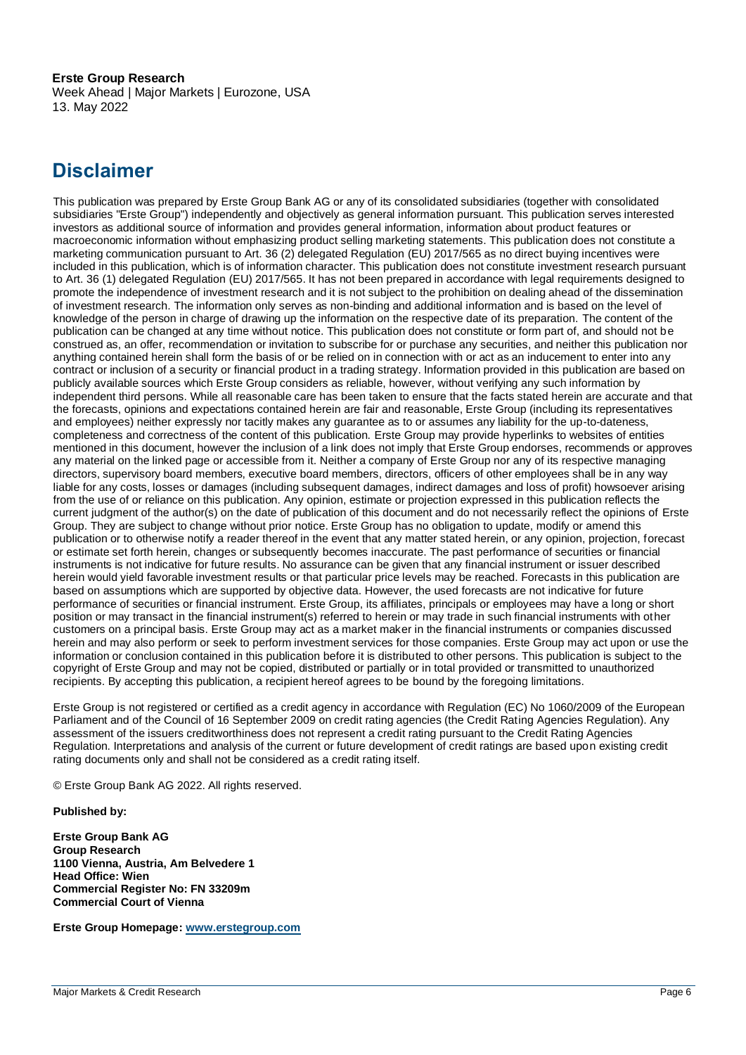**Erste Group Research**
Week Ahead | Major Markets | Eurozone, USA
13. May 2022

# Disclaimer

This publication was prepared by Erste Group Bank AG or any of its consolidated subsidiaries (together with consolidated subsidiaries "Erste Group") independently and objectively as general information pursuant. This publication serves interested investors as additional source of information and provides general information, information about product features or macroeconomic information without emphasizing product selling marketing statements. This publication does not constitute a marketing communication pursuant to Art. 36 (2) delegated Regulation (EU) 2017/565 as no direct buying incentives were included in this publication, which is of information character. This publication does not constitute investment research pursuant to Art. 36 (1) delegated Regulation (EU) 2017/565. It has not been prepared in accordance with legal requirements designed to promote the independence of investment research and it is not subject to the prohibition on dealing ahead of the dissemination of investment research. The information only serves as non-binding and additional information and is based on the level of knowledge of the person in charge of drawing up the information on the respective date of its preparation. The content of the publication can be changed at any time without notice. This publication does not constitute or form part of, and should not be construed as, an offer, recommendation or invitation to subscribe for or purchase any securities, and neither this publication nor anything contained herein shall form the basis of or be relied on in connection with or act as an inducement to enter into any contract or inclusion of a security or financial product in a trading strategy. Information provided in this publication are based on publicly available sources which Erste Group considers as reliable, however, without verifying any such information by independent third persons. While all reasonable care has been taken to ensure that the facts stated herein are accurate and that the forecasts, opinions and expectations contained herein are fair and reasonable, Erste Group (including its representatives and employees) neither expressly nor tacitly makes any guarantee as to or assumes any liability for the up-to-dateness, completeness and correctness of the content of this publication. Erste Group may provide hyperlinks to websites of entities mentioned in this document, however the inclusion of a link does not imply that Erste Group endorses, recommends or approves any material on the linked page or accessible from it. Neither a company of Erste Group nor any of its respective managing directors, supervisory board members, executive board members, directors, officers of other employees shall be in any way liable for any costs, losses or damages (including subsequent damages, indirect damages and loss of profit) howsoever arising from the use of or reliance on this publication. Any opinion, estimate or projection expressed in this publication reflects the current judgment of the author(s) on the date of publication of this document and do not necessarily reflect the opinions of Erste Group. They are subject to change without prior notice. Erste Group has no obligation to update, modify or amend this publication or to otherwise notify a reader thereof in the event that any matter stated herein, or any opinion, projection, forecast or estimate set forth herein, changes or subsequently becomes inaccurate. The past performance of securities or financial instruments is not indicative for future results. No assurance can be given that any financial instrument or issuer described herein would yield favorable investment results or that particular price levels may be reached. Forecasts in this publication are based on assumptions which are supported by objective data. However, the used forecasts are not indicative for future performance of securities or financial instrument. Erste Group, its affiliates, principals or employees may have a long or short position or may transact in the financial instrument(s) referred to herein or may trade in such financial instruments with other customers on a principal basis. Erste Group may act as a market maker in the financial instruments or companies discussed herein and may also perform or seek to perform investment services for those companies. Erste Group may act upon or use the information or conclusion contained in this publication before it is distributed to other persons. This publication is subject to the copyright of Erste Group and may not be copied, distributed or partially or in total provided or transmitted to unauthorized recipients. By accepting this publication, a recipient hereof agrees to be bound by the foregoing limitations.

Erste Group is not registered or certified as a credit agency in accordance with Regulation (EC) No 1060/2009 of the European Parliament and of the Council of 16 September 2009 on credit rating agencies (the Credit Rating Agencies Regulation). Any assessment of the issuers creditworthiness does not represent a credit rating pursuant to the Credit Rating Agencies Regulation. Interpretations and analysis of the current or future development of credit ratings are based upon existing credit rating documents only and shall not be considered as a credit rating itself.

© Erste Group Bank AG 2022. All rights reserved.

**Published by:**

**Erste Group Bank AG**
**Group Research**
**1100 Vienna, Austria, Am Belvedere 1**
**Head Office: Wien**
**Commercial Register No: FN 33209m**
**Commercial Court of Vienna**

**Erste Group Homepage: [www.erstegroup.com](http://www.erstegroup.com)**